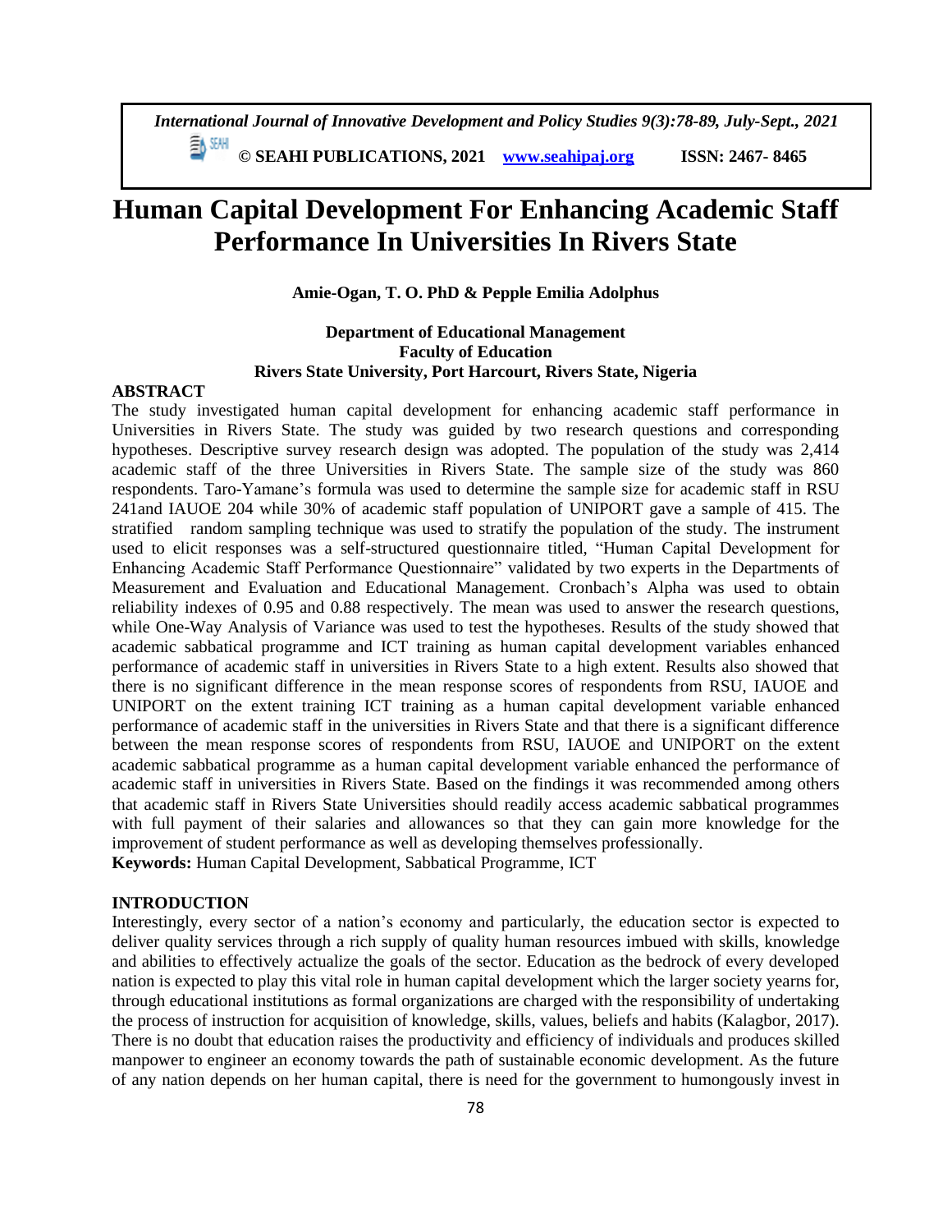# Human Capital Development For Enhancing Academic Staff Performance In Universities In Rivers State

**Amie-Ogan, T. O. PhD & Pepple Emilia Adolphus**

**Department of Educational Management**
**Faculty of Education**
**Rivers State University, Port Harcourt, Rivers State, Nigeria**

## ABSTRACT

The study investigated human capital development for enhancing academic staff performance in Universities in Rivers State. The study was guided by two research questions and corresponding hypotheses. Descriptive survey research design was adopted. The population of the study was 2,414 academic staff of the three Universities in Rivers State. The sample size of the study was 860 respondents. Taro-Yamane's formula was used to determine the sample size for academic staff in RSU 241and IAUOE 204 while 30% of academic staff population of UNIPORT gave a sample of 415. The stratified random sampling technique was used to stratify the population of the study. The instrument used to elicit responses was a self-structured questionnaire titled, "Human Capital Development for Enhancing Academic Staff Performance Questionnaire" validated by two experts in the Departments of Measurement and Evaluation and Educational Management. Cronbach's Alpha was used to obtain reliability indexes of 0.95 and 0.88 respectively. The mean was used to answer the research questions, while One-Way Analysis of Variance was used to test the hypotheses. Results of the study showed that academic sabbatical programme and ICT training as human capital development variables enhanced performance of academic staff in universities in Rivers State to a high extent. Results also showed that there is no significant difference in the mean response scores of respondents from RSU, IAUOE and UNIPORT on the extent training ICT training as a human capital development variable enhanced performance of academic staff in the universities in Rivers State and that there is a significant difference between the mean response scores of respondents from RSU, IAUOE and UNIPORT on the extent academic sabbatical programme as a human capital development variable enhanced the performance of academic staff in universities in Rivers State. Based on the findings it was recommended among others that academic staff in Rivers State Universities should readily access academic sabbatical programmes with full payment of their salaries and allowances so that they can gain more knowledge for the improvement of student performance as well as developing themselves professionally.

**Keywords:** Human Capital Development, Sabbatical Programme, ICT

## INTRODUCTION

Interestingly, every sector of a nation's economy and particularly, the education sector is expected to deliver quality services through a rich supply of quality human resources imbued with skills, knowledge and abilities to effectively actualize the goals of the sector. Education as the bedrock of every developed nation is expected to play this vital role in human capital development which the larger society yearns for, through educational institutions as formal organizations are charged with the responsibility of undertaking the process of instruction for acquisition of knowledge, skills, values, beliefs and habits (Kalagbor, 2017). There is no doubt that education raises the productivity and efficiency of individuals and produces skilled manpower to engineer an economy towards the path of sustainable economic development. As the future of any nation depends on her human capital, there is need for the government to humongously invest in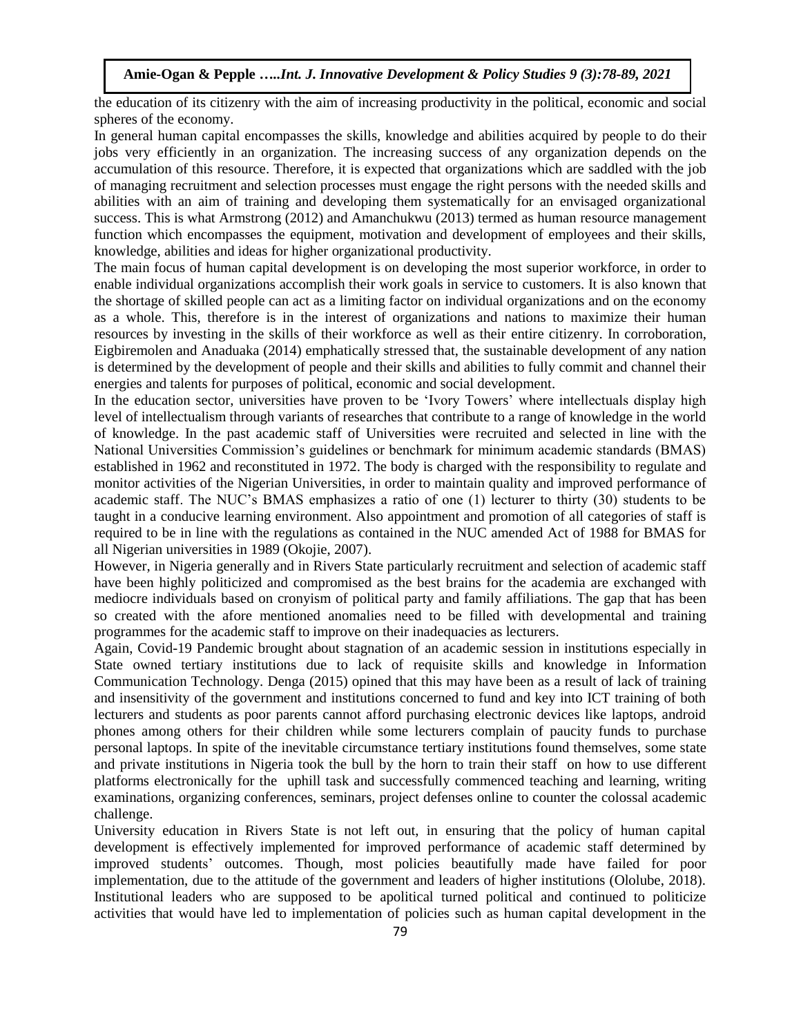the education of its citizenry with the aim of increasing productivity in the political, economic and social spheres of the economy.

In general human capital encompasses the skills, knowledge and abilities acquired by people to do their jobs very efficiently in an organization. The increasing success of any organization depends on the accumulation of this resource. Therefore, it is expected that organizations which are saddled with the job of managing recruitment and selection processes must engage the right persons with the needed skills and abilities with an aim of training and developing them systematically for an envisaged organizational success. This is what Armstrong (2012) and Amanchukwu (2013) termed as human resource management function which encompasses the equipment, motivation and development of employees and their skills, knowledge, abilities and ideas for higher organizational productivity.

The main focus of human capital development is on developing the most superior workforce, in order to enable individual organizations accomplish their work goals in service to customers. It is also known that the shortage of skilled people can act as a limiting factor on individual organizations and on the economy as a whole. This, therefore is in the interest of organizations and nations to maximize their human resources by investing in the skills of their workforce as well as their entire citizenry. In corroboration, Eigbiremolen and Anaduaka (2014) emphatically stressed that, the sustainable development of any nation is determined by the development of people and their skills and abilities to fully commit and channel their energies and talents for purposes of political, economic and social development.

In the education sector, universities have proven to be 'Ivory Towers' where intellectuals display high level of intellectualism through variants of researches that contribute to a range of knowledge in the world of knowledge. In the past academic staff of Universities were recruited and selected in line with the National Universities Commission's guidelines or benchmark for minimum academic standards (BMAS) established in 1962 and reconstituted in 1972. The body is charged with the responsibility to regulate and monitor activities of the Nigerian Universities, in order to maintain quality and improved performance of academic staff. The NUC's BMAS emphasizes a ratio of one (1) lecturer to thirty (30) students to be taught in a conducive learning environment. Also appointment and promotion of all categories of staff is required to be in line with the regulations as contained in the NUC amended Act of 1988 for BMAS for all Nigerian universities in 1989 (Okojie, 2007).

However, in Nigeria generally and in Rivers State particularly recruitment and selection of academic staff have been highly politicized and compromised as the best brains for the academia are exchanged with mediocre individuals based on cronyism of political party and family affiliations. The gap that has been so created with the afore mentioned anomalies need to be filled with developmental and training programmes for the academic staff to improve on their inadequacies as lecturers.

Again, Covid-19 Pandemic brought about stagnation of an academic session in institutions especially in State owned tertiary institutions due to lack of requisite skills and knowledge in Information Communication Technology. Denga (2015) opined that this may have been as a result of lack of training and insensitivity of the government and institutions concerned to fund and key into ICT training of both lecturers and students as poor parents cannot afford purchasing electronic devices like laptops, android phones among others for their children while some lecturers complain of paucity funds to purchase personal laptops. In spite of the inevitable circumstance tertiary institutions found themselves, some state and private institutions in Nigeria took the bull by the horn to train their staff on how to use different platforms electronically for the uphill task and successfully commenced teaching and learning, writing examinations, organizing conferences, seminars, project defenses online to counter the colossal academic challenge.

University education in Rivers State is not left out, in ensuring that the policy of human capital development is effectively implemented for improved performance of academic staff determined by improved students' outcomes. Though, most policies beautifully made have failed for poor implementation, due to the attitude of the government and leaders of higher institutions (Ololube, 2018). Institutional leaders who are supposed to be apolitical turned political and continued to politicize activities that would have led to implementation of policies such as human capital development in the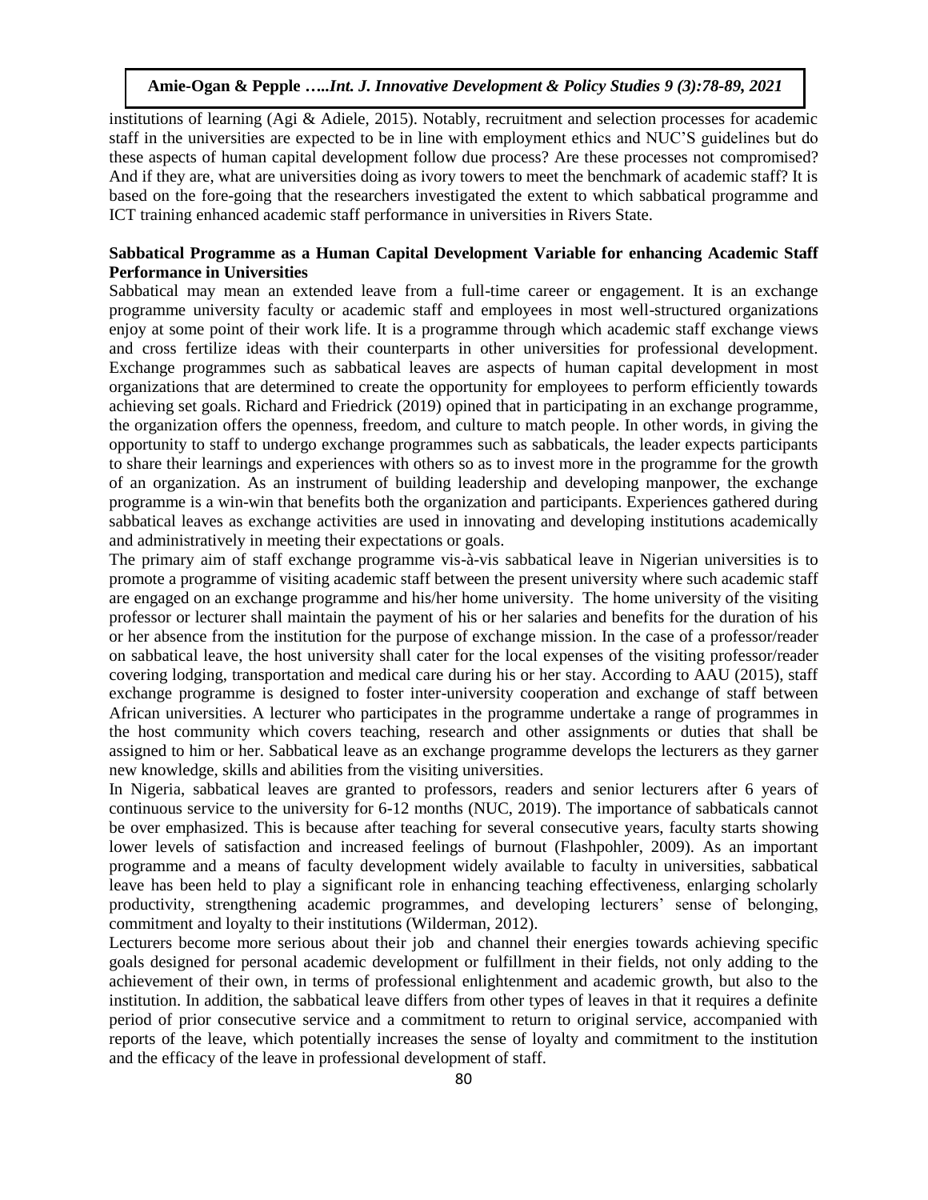institutions of learning (Agi & Adiele, 2015). Notably, recruitment and selection processes for academic staff in the universities are expected to be in line with employment ethics and NUC'S guidelines but do these aspects of human capital development follow due process? Are these processes not compromised? And if they are, what are universities doing as ivory towers to meet the benchmark of academic staff? It is based on the fore-going that the researchers investigated the extent to which sabbatical programme and ICT training enhanced academic staff performance in universities in Rivers State.

**Sabbatical Programme as a Human Capital Development Variable for enhancing Academic Staff Performance in Universities**

Sabbatical may mean an extended leave from a full-time career or engagement. It is an exchange programme university faculty or academic staff and employees in most well-structured organizations enjoy at some point of their work life. It is a programme through which academic staff exchange views and cross fertilize ideas with their counterparts in other universities for professional development. Exchange programmes such as sabbatical leaves are aspects of human capital development in most organizations that are determined to create the opportunity for employees to perform efficiently towards achieving set goals. Richard and Friedrick (2019) opined that in participating in an exchange programme, the organization offers the openness, freedom, and culture to match people. In other words, in giving the opportunity to staff to undergo exchange programmes such as sabbaticals, the leader expects participants to share their learnings and experiences with others so as to invest more in the programme for the growth of an organization. As an instrument of building leadership and developing manpower, the exchange programme is a win-win that benefits both the organization and participants. Experiences gathered during sabbatical leaves as exchange activities are used in innovating and developing institutions academically and administratively in meeting their expectations or goals.

The primary aim of staff exchange programme vis-à-vis sabbatical leave in Nigerian universities is to promote a programme of visiting academic staff between the present university where such academic staff are engaged on an exchange programme and his/her home university. The home university of the visiting professor or lecturer shall maintain the payment of his or her salaries and benefits for the duration of his or her absence from the institution for the purpose of exchange mission. In the case of a professor/reader on sabbatical leave, the host university shall cater for the local expenses of the visiting professor/reader covering lodging, transportation and medical care during his or her stay. According to AAU (2015), staff exchange programme is designed to foster inter-university cooperation and exchange of staff between African universities. A lecturer who participates in the programme undertake a range of programmes in the host community which covers teaching, research and other assignments or duties that shall be assigned to him or her. Sabbatical leave as an exchange programme develops the lecturers as they garner new knowledge, skills and abilities from the visiting universities.

In Nigeria, sabbatical leaves are granted to professors, readers and senior lecturers after 6 years of continuous service to the university for 6-12 months (NUC, 2019). The importance of sabbaticals cannot be over emphasized. This is because after teaching for several consecutive years, faculty starts showing lower levels of satisfaction and increased feelings of burnout (Flashpohler, 2009). As an important programme and a means of faculty development widely available to faculty in universities, sabbatical leave has been held to play a significant role in enhancing teaching effectiveness, enlarging scholarly productivity, strengthening academic programmes, and developing lecturers' sense of belonging, commitment and loyalty to their institutions (Wilderman, 2012).

Lecturers become more serious about their job and channel their energies towards achieving specific goals designed for personal academic development or fulfillment in their fields, not only adding to the achievement of their own, in terms of professional enlightenment and academic growth, but also to the institution. In addition, the sabbatical leave differs from other types of leaves in that it requires a definite period of prior consecutive service and a commitment to return to original service, accompanied with reports of the leave, which potentially increases the sense of loyalty and commitment to the institution and the efficacy of the leave in professional development of staff.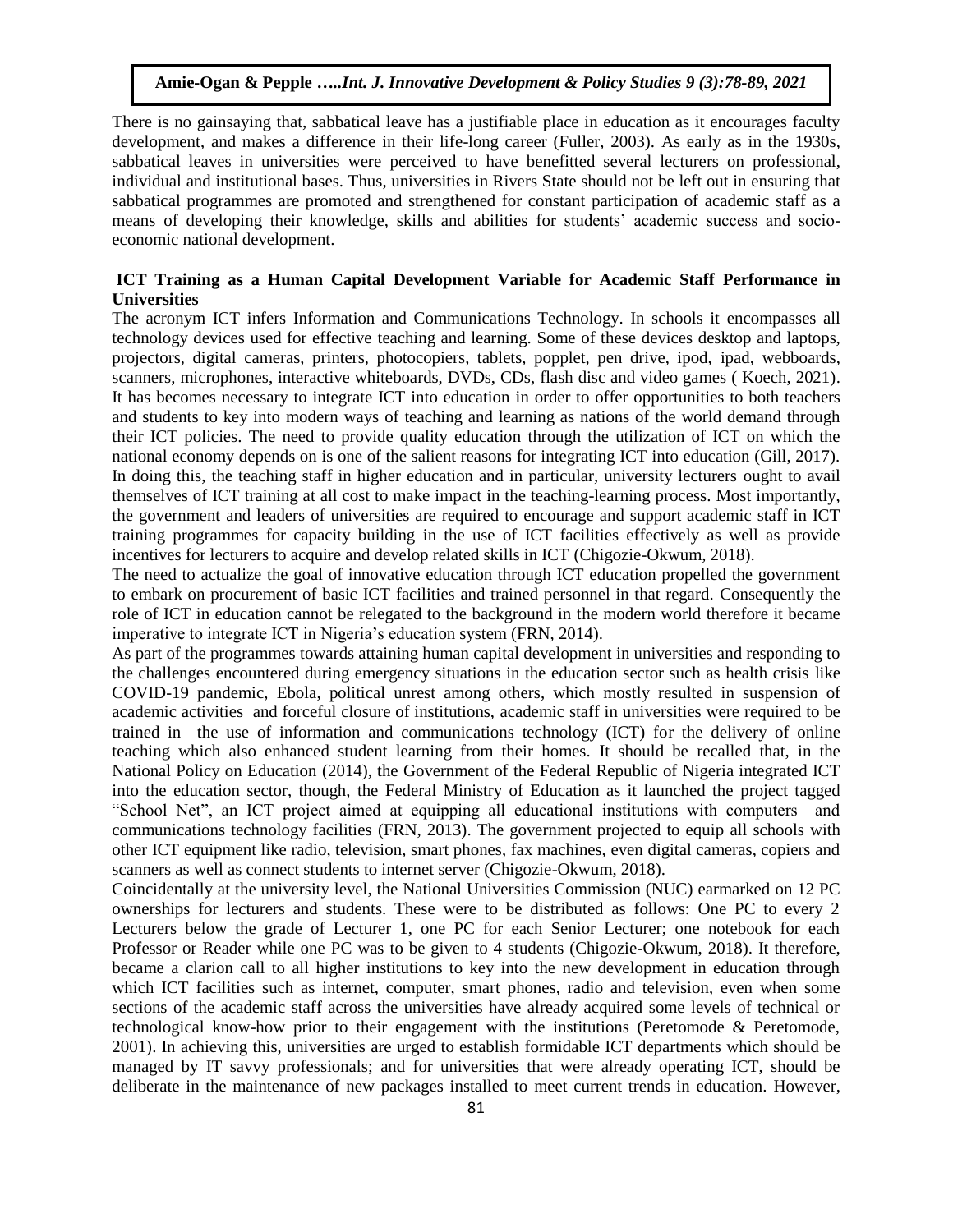There is no gainsaying that, sabbatical leave has a justifiable place in education as it encourages faculty development, and makes a difference in their life-long career (Fuller, 2003). As early as in the 1930s, sabbatical leaves in universities were perceived to have benefitted several lecturers on professional, individual and institutional bases. Thus, universities in Rivers State should not be left out in ensuring that sabbatical programmes are promoted and strengthened for constant participation of academic staff as a means of developing their knowledge, skills and abilities for students' academic success and socio-economic national development.

## ICT Training as a Human Capital Development Variable for Academic Staff Performance in Universities

The acronym ICT infers Information and Communications Technology. In schools it encompasses all technology devices used for effective teaching and learning. Some of these devices desktop and laptops, projectors, digital cameras, printers, photocopiers, tablets, popplet, pen drive, ipod, ipad, webboards, scanners, microphones, interactive whiteboards, DVDs, CDs, flash disc and video games ( Koech, 2021). It has becomes necessary to integrate ICT into education in order to offer opportunities to both teachers and students to key into modern ways of teaching and learning as nations of the world demand through their ICT policies. The need to provide quality education through the utilization of ICT on which the national economy depends on is one of the salient reasons for integrating ICT into education (Gill, 2017). In doing this, the teaching staff in higher education and in particular, university lecturers ought to avail themselves of ICT training at all cost to make impact in the teaching-learning process. Most importantly, the government and leaders of universities are required to encourage and support academic staff in ICT training programmes for capacity building in the use of ICT facilities effectively as well as provide incentives for lecturers to acquire and develop related skills in ICT (Chigozie-Okwum, 2018).

The need to actualize the goal of innovative education through ICT education propelled the government to embark on procurement of basic ICT facilities and trained personnel in that regard. Consequently the role of ICT in education cannot be relegated to the background in the modern world therefore it became imperative to integrate ICT in Nigeria's education system (FRN, 2014).

As part of the programmes towards attaining human capital development in universities and responding to the challenges encountered during emergency situations in the education sector such as health crisis like COVID-19 pandemic, Ebola, political unrest among others, which mostly resulted in suspension of academic activities and forceful closure of institutions, academic staff in universities were required to be trained in the use of information and communications technology (ICT) for the delivery of online teaching which also enhanced student learning from their homes. It should be recalled that, in the National Policy on Education (2014), the Government of the Federal Republic of Nigeria integrated ICT into the education sector, though, the Federal Ministry of Education as it launched the project tagged "School Net", an ICT project aimed at equipping all educational institutions with computers and communications technology facilities (FRN, 2013). The government projected to equip all schools with other ICT equipment like radio, television, smart phones, fax machines, even digital cameras, copiers and scanners as well as connect students to internet server (Chigozie-Okwum, 2018).

Coincidentally at the university level, the National Universities Commission (NUC) earmarked on 12 PC ownerships for lecturers and students. These were to be distributed as follows: One PC to every 2 Lecturers below the grade of Lecturer 1, one PC for each Senior Lecturer; one notebook for each Professor or Reader while one PC was to be given to 4 students (Chigozie-Okwum, 2018). It therefore, became a clarion call to all higher institutions to key into the new development in education through which ICT facilities such as internet, computer, smart phones, radio and television, even when some sections of the academic staff across the universities have already acquired some levels of technical or technological know-how prior to their engagement with the institutions (Peretomode & Peretomode, 2001). In achieving this, universities are urged to establish formidable ICT departments which should be managed by IT savvy professionals; and for universities that were already operating ICT, should be deliberate in the maintenance of new packages installed to meet current trends in education. However,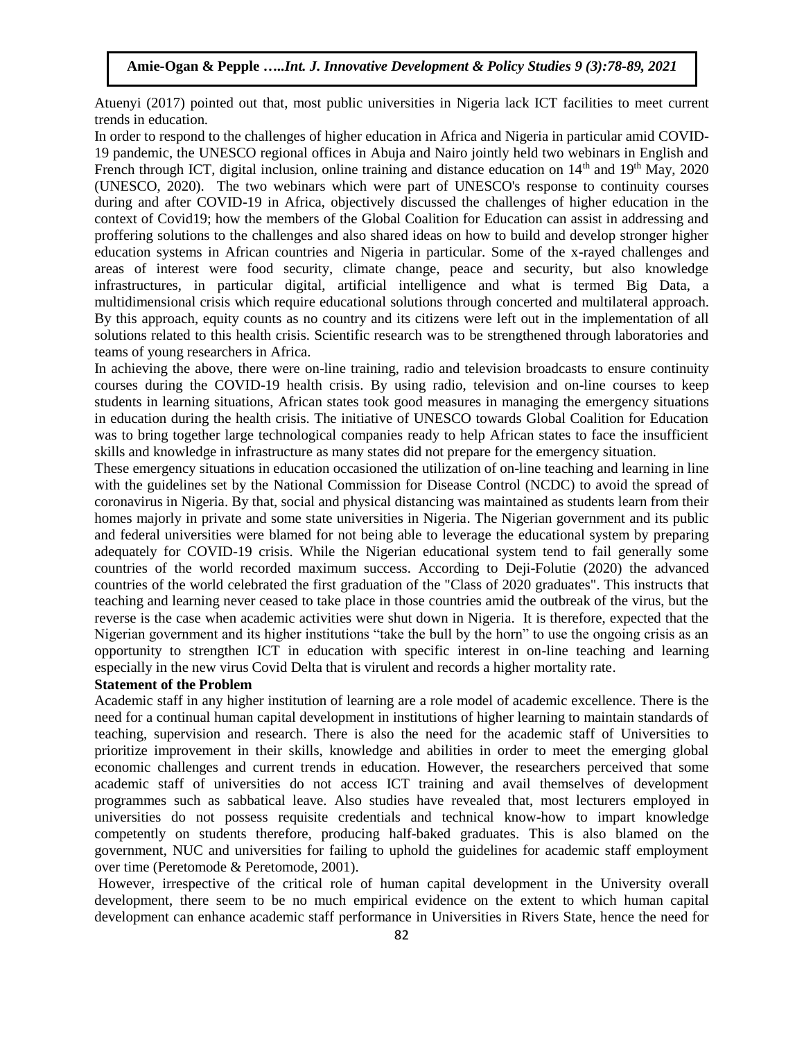Atuenyi (2017) pointed out that, most public universities in Nigeria lack ICT facilities to meet current trends in education.

In order to respond to the challenges of higher education in Africa and Nigeria in particular amid COVID-19 pandemic, the UNESCO regional offices in Abuja and Nairo jointly held two webinars in English and French through ICT, digital inclusion, online training and distance education on 14th and 19th May, 2020 (UNESCO, 2020). The two webinars which were part of UNESCO's response to continuity courses during and after COVID-19 in Africa, objectively discussed the challenges of higher education in the context of Covid19; how the members of the Global Coalition for Education can assist in addressing and proffering solutions to the challenges and also shared ideas on how to build and develop stronger higher education systems in African countries and Nigeria in particular. Some of the x-rayed challenges and areas of interest were food security, climate change, peace and security, but also knowledge infrastructures, in particular digital, artificial intelligence and what is termed Big Data, a multidimensional crisis which require educational solutions through concerted and multilateral approach. By this approach, equity counts as no country and its citizens were left out in the implementation of all solutions related to this health crisis. Scientific research was to be strengthened through laboratories and teams of young researchers in Africa.

In achieving the above, there were on-line training, radio and television broadcasts to ensure continuity courses during the COVID-19 health crisis. By using radio, television and on-line courses to keep students in learning situations, African states took good measures in managing the emergency situations in education during the health crisis. The initiative of UNESCO towards Global Coalition for Education was to bring together large technological companies ready to help African states to face the insufficient skills and knowledge in infrastructure as many states did not prepare for the emergency situation.

These emergency situations in education occasioned the utilization of on-line teaching and learning in line with the guidelines set by the National Commission for Disease Control (NCDC) to avoid the spread of coronavirus in Nigeria. By that, social and physical distancing was maintained as students learn from their homes majorly in private and some state universities in Nigeria. The Nigerian government and its public and federal universities were blamed for not being able to leverage the educational system by preparing adequately for COVID-19 crisis. While the Nigerian educational system tend to fail generally some countries of the world recorded maximum success. According to Deji-Folutie (2020) the advanced countries of the world celebrated the first graduation of the "Class of 2020 graduates". This instructs that teaching and learning never ceased to take place in those countries amid the outbreak of the virus, but the reverse is the case when academic activities were shut down in Nigeria. It is therefore, expected that the Nigerian government and its higher institutions "take the bull by the horn" to use the ongoing crisis as an opportunity to strengthen ICT in education with specific interest in on-line teaching and learning especially in the new virus Covid Delta that is virulent and records a higher mortality rate.

### Statement of the Problem

Academic staff in any higher institution of learning are a role model of academic excellence. There is the need for a continual human capital development in institutions of higher learning to maintain standards of teaching, supervision and research. There is also the need for the academic staff of Universities to prioritize improvement in their skills, knowledge and abilities in order to meet the emerging global economic challenges and current trends in education. However, the researchers perceived that some academic staff of universities do not access ICT training and avail themselves of development programmes such as sabbatical leave. Also studies have revealed that, most lecturers employed in universities do not possess requisite credentials and technical know-how to impart knowledge competently on students therefore, producing half-baked graduates. This is also blamed on the government, NUC and universities for failing to uphold the guidelines for academic staff employment over time (Peretomode & Peretomode, 2001).

However, irrespective of the critical role of human capital development in the University overall development, there seem to be no much empirical evidence on the extent to which human capital development can enhance academic staff performance in Universities in Rivers State, hence the need for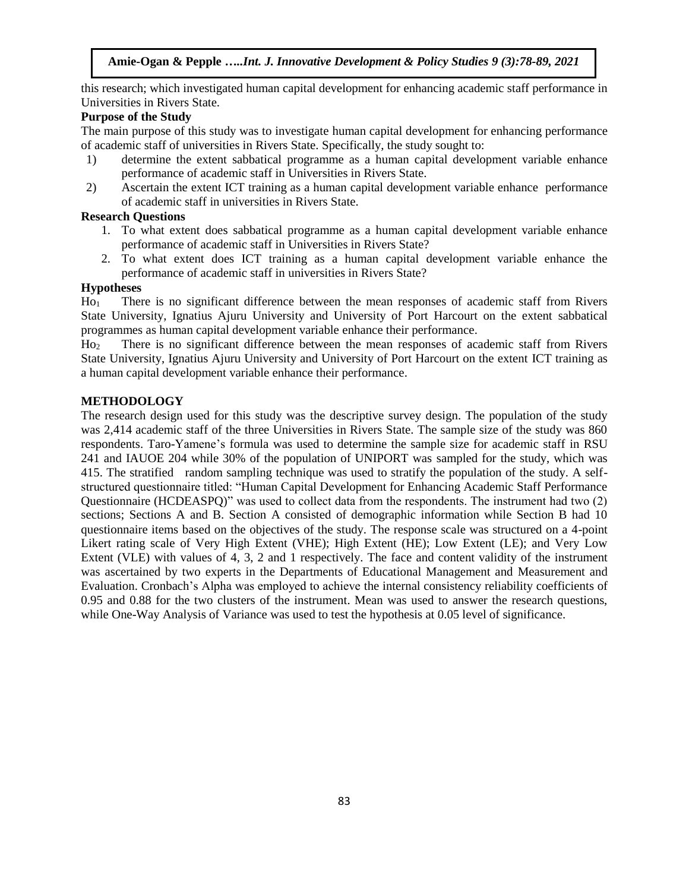this research; which investigated human capital development for enhancing academic staff performance in Universities in Rivers State.

**Purpose of the Study**

The main purpose of this study was to investigate human capital development for enhancing performance of academic staff of universities in Rivers State. Specifically, the study sought to:

1) determine the extent sabbatical programme as a human capital development variable enhance performance of academic staff in Universities in Rivers State.
2) Ascertain the extent ICT training as a human capital development variable enhance performance of academic staff in universities in Rivers State.

**Research Questions**

1. To what extent does sabbatical programme as a human capital development variable enhance performance of academic staff in Universities in Rivers State?
2. To what extent does ICT training as a human capital development variable enhance the performance of academic staff in universities in Rivers State?

**Hypotheses**

$Ho_1$ There is no significant difference between the mean responses of academic staff from Rivers State University, Ignatius Ajuru University and University of Port Harcourt on the extent sabbatical programmes as human capital development variable enhance their performance.

$Ho_2$ There is no significant difference between the mean responses of academic staff from Rivers State University, Ignatius Ajuru University and University of Port Harcourt on the extent ICT training as a human capital development variable enhance their performance.

## METHODOLOGY

The research design used for this study was the descriptive survey design. The population of the study was 2,414 academic staff of the three Universities in Rivers State. The sample size of the study was 860 respondents. Taro-Yamene's formula was used to determine the sample size for academic staff in RSU 241 and IAUOE 204 while 30% of the population of UNIPORT was sampled for the study, which was 415. The stratified random sampling technique was used to stratify the population of the study. A self-structured questionnaire titled: "Human Capital Development for Enhancing Academic Staff Performance Questionnaire (HCDEASPQ)" was used to collect data from the respondents. The instrument had two (2) sections; Sections A and B. Section A consisted of demographic information while Section B had 10 questionnaire items based on the objectives of the study. The response scale was structured on a 4-point Likert rating scale of Very High Extent (VHE); High Extent (HE); Low Extent (LE); and Very Low Extent (VLE) with values of 4, 3, 2 and 1 respectively. The face and content validity of the instrument was ascertained by two experts in the Departments of Educational Management and Measurement and Evaluation. Cronbach's Alpha was employed to achieve the internal consistency reliability coefficients of 0.95 and 0.88 for the two clusters of the instrument. Mean was used to answer the research questions, while One-Way Analysis of Variance was used to test the hypothesis at 0.05 level of significance.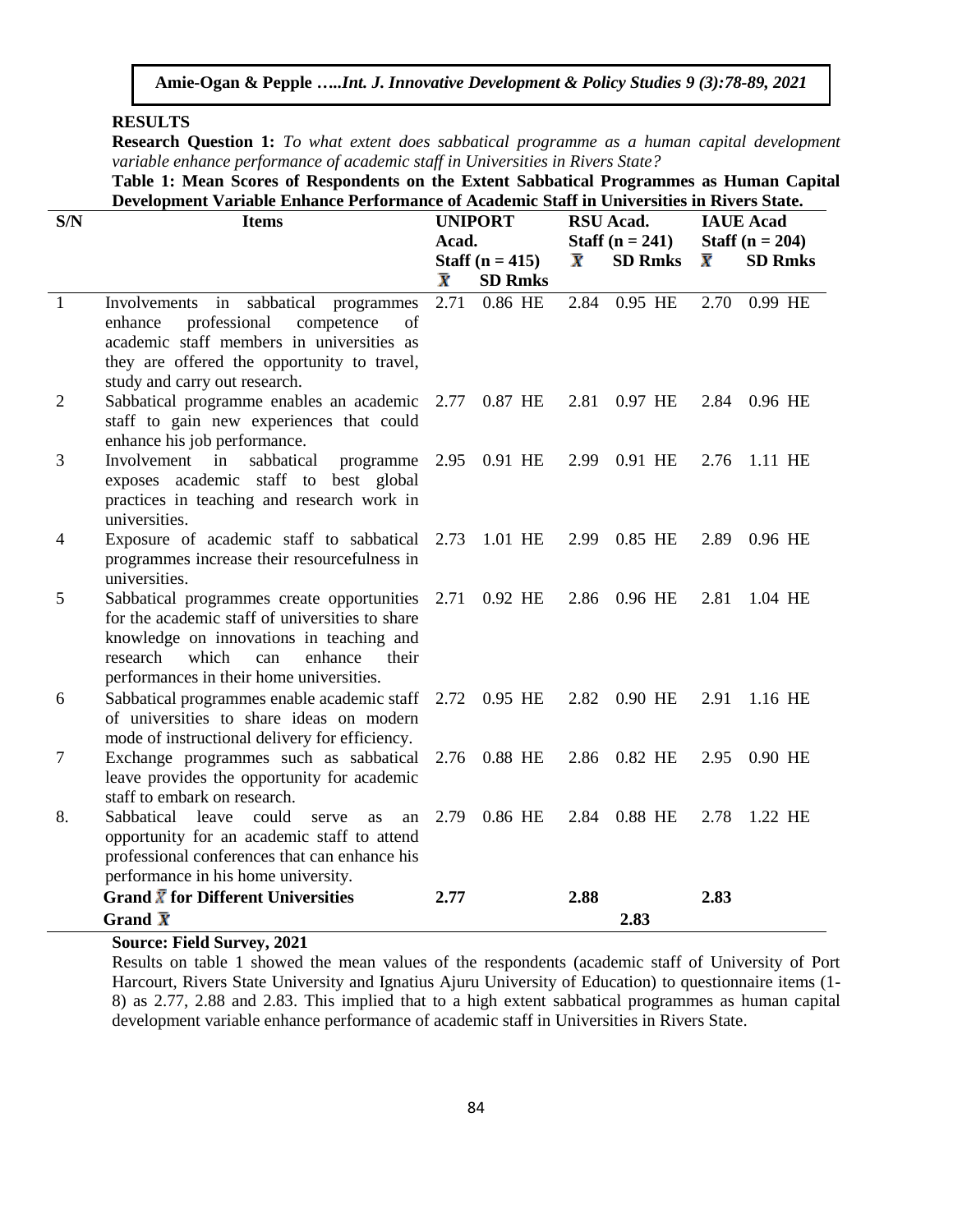**RESULTS**

**Research Question 1:** *To what extent does sabbatical programme as a human capital development variable enhance performance of academic staff in Universities in Rivers State?*

**Table 1: Mean Scores of Respondents on the Extent Sabbatical Programmes as Human Capital Development Variable Enhance Performance of Academic Staff in Universities in Rivers State.**

| S/N | Items | UNIPORT Acad. Staff (n = 415) | | | RSU Acad. Staff (n = 241) | | | IAUE Acad Staff (n = 204) | | |
|---|---|---|---|---|---|---|---|---|---|---|
| | | $\bar{X}$ | SD | Rmks | $\bar{X}$ | SD | Rmks | $\bar{X}$ | SD | Rmks |
| 1 | Involvements in sabbatical programmes enhance professional competence of academic staff members in universities as they are offered the opportunity to travel, study and carry out research. | 2.71 | 0.86 | HE | 2.84 | 0.95 | HE | 2.70 | 0.99 | HE |
| 2 | Sabbatical programme enables an academic staff to gain new experiences that could enhance his job performance. | 2.77 | 0.87 | HE | 2.81 | 0.97 | HE | 2.84 | 0.96 | HE |
| 3 | Involvement in sabbatical programme exposes academic staff to best global practices in teaching and research work in universities. | 2.95 | 0.91 | HE | 2.99 | 0.91 | HE | 2.76 | 1.11 | HE |
| 4 | Exposure of academic staff to sabbatical programmes increase their resourcefulness in universities. | 2.73 | 1.01 | HE | 2.99 | 0.85 | HE | 2.89 | 0.96 | HE |
| 5 | Sabbatical programmes create opportunities for the academic staff of universities to share knowledge on innovations in teaching and research which can enhance their performances in their home universities. | 2.71 | 0.92 | HE | 2.86 | 0.96 | HE | 2.81 | 1.04 | HE |
| 6 | Sabbatical programmes enable academic staff of universities to share ideas on modern mode of instructional delivery for efficiency. | 2.72 | 0.95 | HE | 2.82 | 0.90 | HE | 2.91 | 1.16 | HE |
| 7 | Exchange programmes such as sabbatical leave provides the opportunity for academic staff to embark on research. | 2.76 | 0.88 | HE | 2.86 | 0.82 | HE | 2.95 | 0.90 | HE |
| 8. | Sabbatical leave could serve as an opportunity for an academic staff to attend professional conferences that can enhance his performance in his home university. | 2.79 | 0.86 | HE | 2.84 | 0.88 | HE | 2.78 | 1.22 | HE |
| | **Grand $\bar{X}$ for Different Universities** | **2.77** | | | **2.88** | | | **2.83** | | |
| | **Grand $\bar{X}$** | | | | | **2.83** | | | | |

**Source: Field Survey, 2021**

Results on table 1 showed the mean values of the respondents (academic staff of University of Port Harcourt, Rivers State University and Ignatius Ajuru University of Education) to questionnaire items (1-8) as 2.77, 2.88 and 2.83. This implied that to a high extent sabbatical programmes as human capital development variable enhance performance of academic staff in Universities in Rivers State.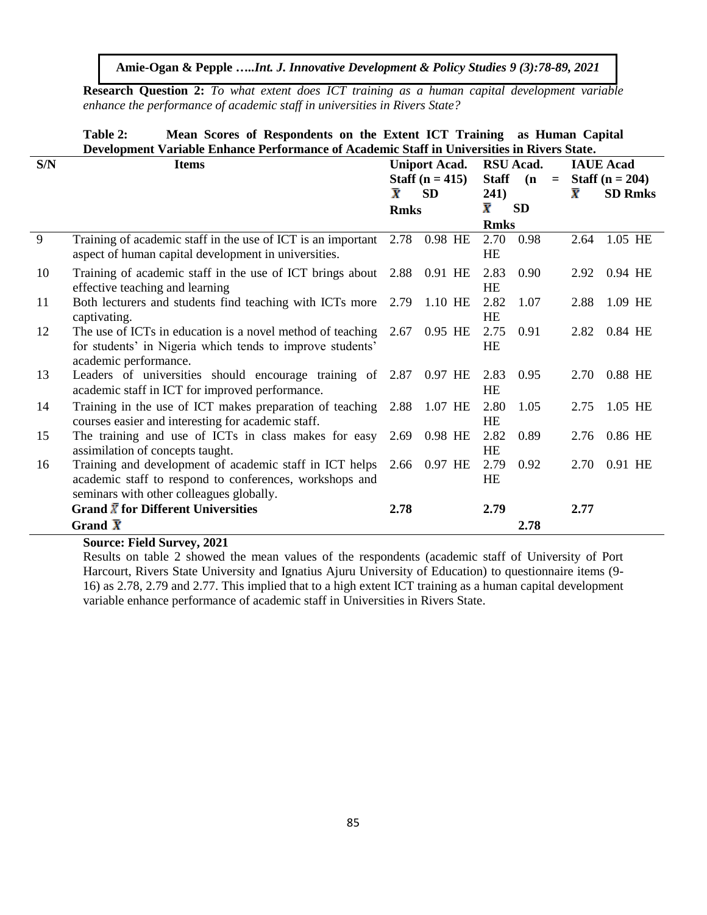**Research Question 2:** *To what extent does ICT training as a human capital development variable enhance the performance of academic staff in universities in Rivers State?*

**Table 2: Mean Scores of Respondents on the Extent ICT Training as Human Capital Development Variable Enhance Performance of Academic Staff in Universities in Rivers State.**

| S/N | Items | Uniport Acad. Staff (n = 415) | | | RSU Acad. Staff (n = 241) | | | IAUE Acad Staff (n = 204) | | |
|---|---|---|---|---|---|---|---|---|---|---|
| | | $\bar{X}$ | SD | Rmks | $\bar{X}$ | SD | Rmks | $\bar{X}$ | SD | Rmks |
| 9 | Training of academic staff in the use of ICT is an important aspect of human capital development in universities. | 2.78 | 0.98 | HE | 2.70 | 0.98 | HE | 2.64 | 1.05 | HE |
| 10 | Training of academic staff in the use of ICT brings about effective teaching and learning | 2.88 | 0.91 | HE | 2.83 | 0.90 | HE | 2.92 | 0.94 | HE |
| 11 | Both lecturers and students find teaching with ICTs more captivating. | 2.79 | 1.10 | HE | 2.82 | 1.07 | HE | 2.88 | 1.09 | HE |
| 12 | The use of ICTs in education is a novel method of teaching for students' in Nigeria which tends to improve students' academic performance. | 2.67 | 0.95 | HE | 2.75 | 0.91 | HE | 2.82 | 0.84 | HE |
| 13 | Leaders of universities should encourage training of academic staff in ICT for improved performance. | 2.87 | 0.97 | HE | 2.83 | 0.95 | HE | 2.70 | 0.88 | HE |
| 14 | Training in the use of ICT makes preparation of teaching courses easier and interesting for academic staff. | 2.88 | 1.07 | HE | 2.80 | 1.05 | HE | 2.75 | 1.05 | HE |
| 15 | The training and use of ICTs in class makes for easy assimilation of concepts taught. | 2.69 | 0.98 | HE | 2.82 | 0.89 | HE | 2.76 | 0.86 | HE |
| 16 | Training and development of academic staff in ICT helps academic staff to respond to conferences, workshops and seminars with other colleagues globally. | 2.66 | 0.97 | HE | 2.79 | 0.92 | HE | 2.70 | 0.91 | HE |
| | **Grand $\bar{X}$ for Different Universities** | **2.78** | | | **2.79** | | | **2.77** | | |
| | **Grand $\bar{X}$** | | | | | **2.78** | | | | |

**Source: Field Survey, 2021**

Results on table 2 showed the mean values of the respondents (academic staff of University of Port Harcourt, Rivers State University and Ignatius Ajuru University of Education) to questionnaire items (9-16) as 2.78, 2.79 and 2.77. This implied that to a high extent ICT training as a human capital development variable enhance performance of academic staff in Universities in Rivers State.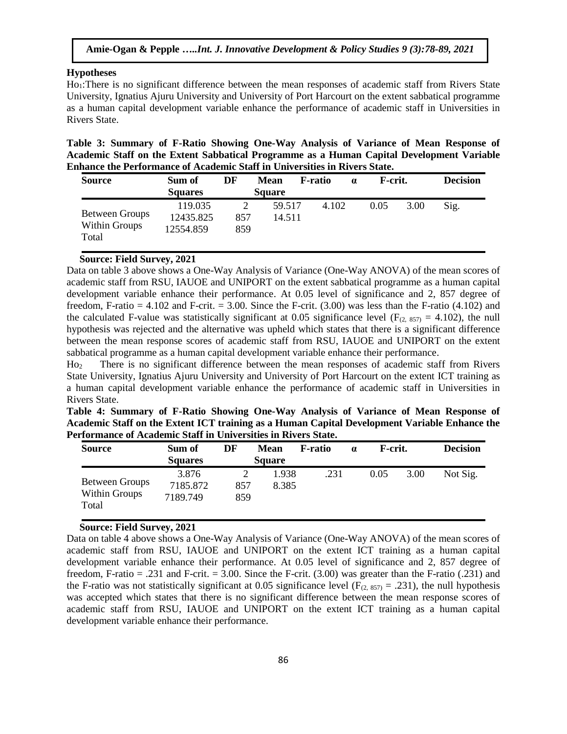### Hypotheses

$Ho_1$:There is no significant difference between the mean responses of academic staff from Rivers State University, Ignatius Ajuru University and University of Port Harcourt on the extent sabbatical programme as a human capital development variable enhance the performance of academic staff in Universities in Rivers State.

**Table 3: Summary of F-Ratio Showing One-Way Analysis of Variance of Mean Response of Academic Staff on the Extent Sabbatical Programme as a Human Capital Development Variable Enhance the Performance of Academic Staff in Universities in Rivers State.**

| Source | Sum of Squares | DF | Mean Square | F-ratio | α | F-crit. | Decision |
|---|---|---|---|---|---|---|---|
| Between Groups | 119.035 | 2 | 59.517 | 4.102 | 0.05 | 3.00 | Sig. |
| Within Groups | 12435.825 | 857 | 14.511 | | | | |
| Total | 12554.859 | 859 | | | | | |

**Source: Field Survey, 2021**

Data on table 3 above shows a One-Way Analysis of Variance (One-Way ANOVA) of the mean scores of academic staff from RSU, IAUOE and UNIPORT on the extent sabbatical programme as a human capital development variable enhance their performance. At 0.05 level of significance and 2, 857 degree of freedom, F-ratio = 4.102 and F-crit. = 3.00. Since the F-crit. (3.00) was less than the F-ratio (4.102) and the calculated F-value was statistically significant at 0.05 significance level ($F_{(2, 857)} = 4.102$), the null hypothesis was rejected and the alternative was upheld which states that there is a significant difference between the mean response scores of academic staff from RSU, IAUOE and UNIPORT on the extent sabbatical programme as a human capital development variable enhance their performance.

$Ho_2$ There is no significant difference between the mean responses of academic staff from Rivers State University, Ignatius Ajuru University and University of Port Harcourt on the extent ICT training as a human capital development variable enhance the performance of academic staff in Universities in Rivers State.

**Table 4: Summary of F-Ratio Showing One-Way Analysis of Variance of Mean Response of Academic Staff on the Extent ICT training as a Human Capital Development Variable Enhance the Performance of Academic Staff in Universities in Rivers State.**

| Source | Sum of Squares | DF | Mean Square | F-ratio | α | F-crit. | Decision |
|---|---|---|---|---|---|---|---|
| Between Groups | 3.876 | 2 | 1.938 | .231 | 0.05 | 3.00 | Not Sig. |
| Within Groups | 7185.872 | 857 | 8.385 | | | | |
| Total | 7189.749 | 859 | | | | | |

**Source: Field Survey, 2021**

Data on table 4 above shows a One-Way Analysis of Variance (One-Way ANOVA) of the mean scores of academic staff from RSU, IAUOE and UNIPORT on the extent ICT training as a human capital development variable enhance their performance. At 0.05 level of significance and 2, 857 degree of freedom, F-ratio = .231 and F-crit. = 3.00. Since the F-crit. (3.00) was greater than the F-ratio (.231) and the F-ratio was not statistically significant at 0.05 significance level ($F_{(2, 857)} = .231$), the null hypothesis was accepted which states that there is no significant difference between the mean response scores of academic staff from RSU, IAUOE and UNIPORT on the extent ICT training as a human capital development variable enhance their performance.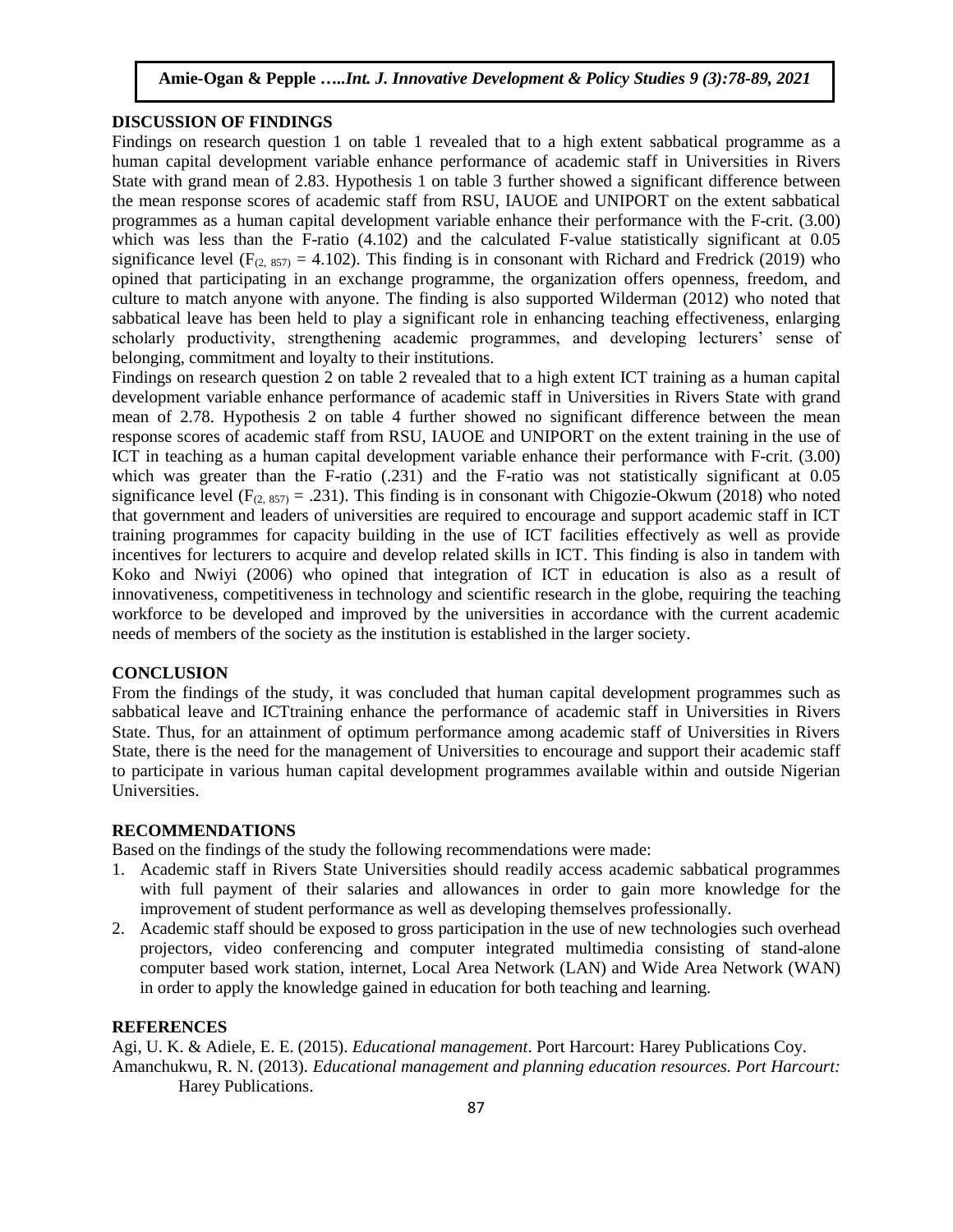## DISCUSSION OF FINDINGS

Findings on research question 1 on table 1 revealed that to a high extent sabbatical programme as a human capital development variable enhance performance of academic staff in Universities in Rivers State with grand mean of 2.83. Hypothesis 1 on table 3 further showed a significant difference between the mean response scores of academic staff from RSU, IAUOE and UNIPORT on the extent sabbatical programmes as a human capital development variable enhance their performance with the F-crit. (3.00) which was less than the F-ratio (4.102) and the calculated F-value statistically significant at 0.05 significance level ($F_{(2, 857)} = 4.102$). This finding is in consonant with Richard and Fredrick (2019) who opined that participating in an exchange programme, the organization offers openness, freedom, and culture to match anyone with anyone. The finding is also supported Wilderman (2012) who noted that sabbatical leave has been held to play a significant role in enhancing teaching effectiveness, enlarging scholarly productivity, strengthening academic programmes, and developing lecturers' sense of belonging, commitment and loyalty to their institutions.

Findings on research question 2 on table 2 revealed that to a high extent ICT training as a human capital development variable enhance performance of academic staff in Universities in Rivers State with grand mean of 2.78. Hypothesis 2 on table 4 further showed no significant difference between the mean response scores of academic staff from RSU, IAUOE and UNIPORT on the extent training in the use of ICT in teaching as a human capital development variable enhance their performance with F-crit. (3.00) which was greater than the F-ratio (.231) and the F-ratio was not statistically significant at 0.05 significance level ($F_{(2, 857)} = .231$). This finding is in consonant with Chigozie-Okwum (2018) who noted that government and leaders of universities are required to encourage and support academic staff in ICT training programmes for capacity building in the use of ICT facilities effectively as well as provide incentives for lecturers to acquire and develop related skills in ICT. This finding is also in tandem with Koko and Nwiyi (2006) who opined that integration of ICT in education is also as a result of innovativeness, competitiveness in technology and scientific research in the globe, requiring the teaching workforce to be developed and improved by the universities in accordance with the current academic needs of members of the society as the institution is established in the larger society.

## CONCLUSION

From the findings of the study, it was concluded that human capital development programmes such as sabbatical leave and ICTtraining enhance the performance of academic staff in Universities in Rivers State. Thus, for an attainment of optimum performance among academic staff of Universities in Rivers State, there is the need for the management of Universities to encourage and support their academic staff to participate in various human capital development programmes available within and outside Nigerian Universities.

## RECOMMENDATIONS

Based on the findings of the study the following recommendations were made:

1. Academic staff in Rivers State Universities should readily access academic sabbatical programmes with full payment of their salaries and allowances in order to gain more knowledge for the improvement of student performance as well as developing themselves professionally.
2. Academic staff should be exposed to gross participation in the use of new technologies such overhead projectors, video conferencing and computer integrated multimedia consisting of stand-alone computer based work station, internet, Local Area Network (LAN) and Wide Area Network (WAN) in order to apply the knowledge gained in education for both teaching and learning.

## REFERENCES

Agi, U. K. & Adiele, E. E. (2015). *Educational management*. Port Harcourt: Harey Publications Coy.

Amanchukwu, R. N. (2013). *Educational management and planning education resources. Port Harcourt:* Harey Publications.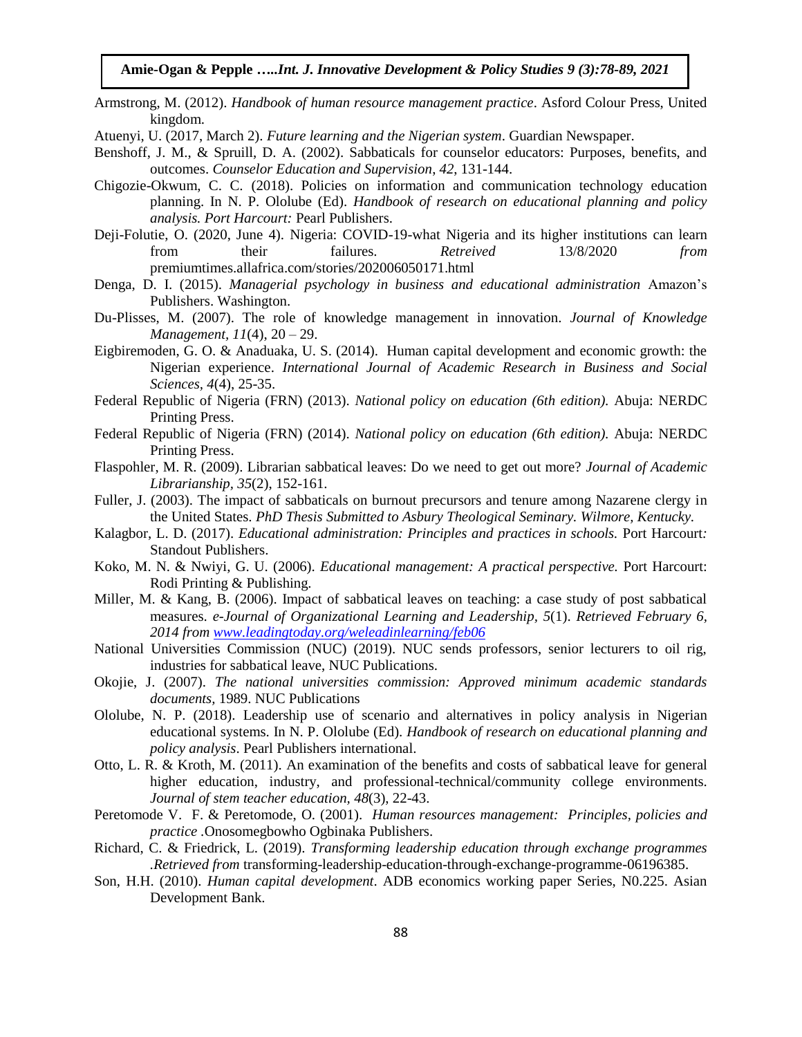Armstrong, M. (2012). *Handbook of human resource management practice*. Asford Colour Press, United kingdom.

Atuenyi, U. (2017, March 2). *Future learning and the Nigerian system*. Guardian Newspaper.

Benshoff, J. M., & Spruill, D. A. (2002). Sabbaticals for counselor educators: Purposes, benefits, and outcomes. *Counselor Education and Supervision*, *42*, 131-144.

Chigozie-Okwum, C. C. (2018). Policies on information and communication technology education planning. In N. P. Ololube (Ed). *Handbook of research on educational planning and policy analysis. Port Harcourt:* Pearl Publishers.

Deji-Folutie, O. (2020, June 4). Nigeria: COVID-19-what Nigeria and its higher institutions can learn from their failures. *Retreived* 13/8/2020 *from* premiumtimes.allafrica.com/stories/202006050171.html

Denga, D. I. (2015). *Managerial psychology in business and educational administration* Amazon's Publishers. Washington.

Du-Plisses, M. (2007). The role of knowledge management in innovation. *Journal of Knowledge Management*, *11*(4), 20 – 29.

Eigbiremoden, G. O. & Anaduaka, U. S. (2014). Human capital development and economic growth: the Nigerian experience. *International Journal of Academic Research in Business and Social Sciences*, *4*(4), 25-35.

Federal Republic of Nigeria (FRN) (2013). *National policy on education (6th edition).* Abuja: NERDC Printing Press.

Federal Republic of Nigeria (FRN) (2014). *National policy on education (6th edition).* Abuja: NERDC Printing Press.

Flaspohler, M. R. (2009). Librarian sabbatical leaves: Do we need to get out more? *Journal of Academic Librarianship*, *35*(2), 152-161.

Fuller, J. (2003). The impact of sabbaticals on burnout precursors and tenure among Nazarene clergy in the United States. *PhD Thesis Submitted to Asbury Theological Seminary. Wilmore, Kentucky.*

Kalagbor, L. D. (2017). *Educational administration: Principles and practices in schools.* Port Harcourt*:* Standout Publishers.

Koko, M. N. & Nwiyi, G. U. (2006). *Educational management: A practical perspective.* Port Harcourt: Rodi Printing & Publishing.

Miller, M. & Kang, B. (2006). Impact of sabbatical leaves on teaching: a case study of post sabbatical measures. *e-Journal of Organizational Learning and Leadership, 5*(1). *Retrieved February 6, 2014 from [www.leadingtoday.org/weleadinlearning/feb06](www.leadingtoday.org/weleadinlearning/feb06)*

National Universities Commission (NUC) (2019). NUC sends professors, senior lecturers to oil rig, industries for sabbatical leave, NUC Publications.

Okojie, J. (2007). *The national universities commission: Approved minimum academic standards documents,* 1989. NUC Publications

Ololube, N. P. (2018). Leadership use of scenario and alternatives in policy analysis in Nigerian educational systems. In N. P. Ololube (Ed). *Handbook of research on educational planning and policy analysis*. Pearl Publishers international.

Otto, L. R. & Kroth, M. (2011). An examination of the benefits and costs of sabbatical leave for general higher education, industry, and professional-technical/community college environments. *Journal of stem teacher education*, *48*(3), 22-43.

Peretomode V. F. & Peretomode, O. (2001). *Human resources management: Principles, policies and practice* .Onosomegbowho Ogbinaka Publishers.

Richard, C. & Friedrick, L. (2019). *Transforming leadership education through exchange programmes* .*Retrieved from* transforming-leadership-education-through-exchange-programme-06196385.

Son, H.H. (2010). *Human capital development*. ADB economics working paper Series, N0.225. Asian Development Bank.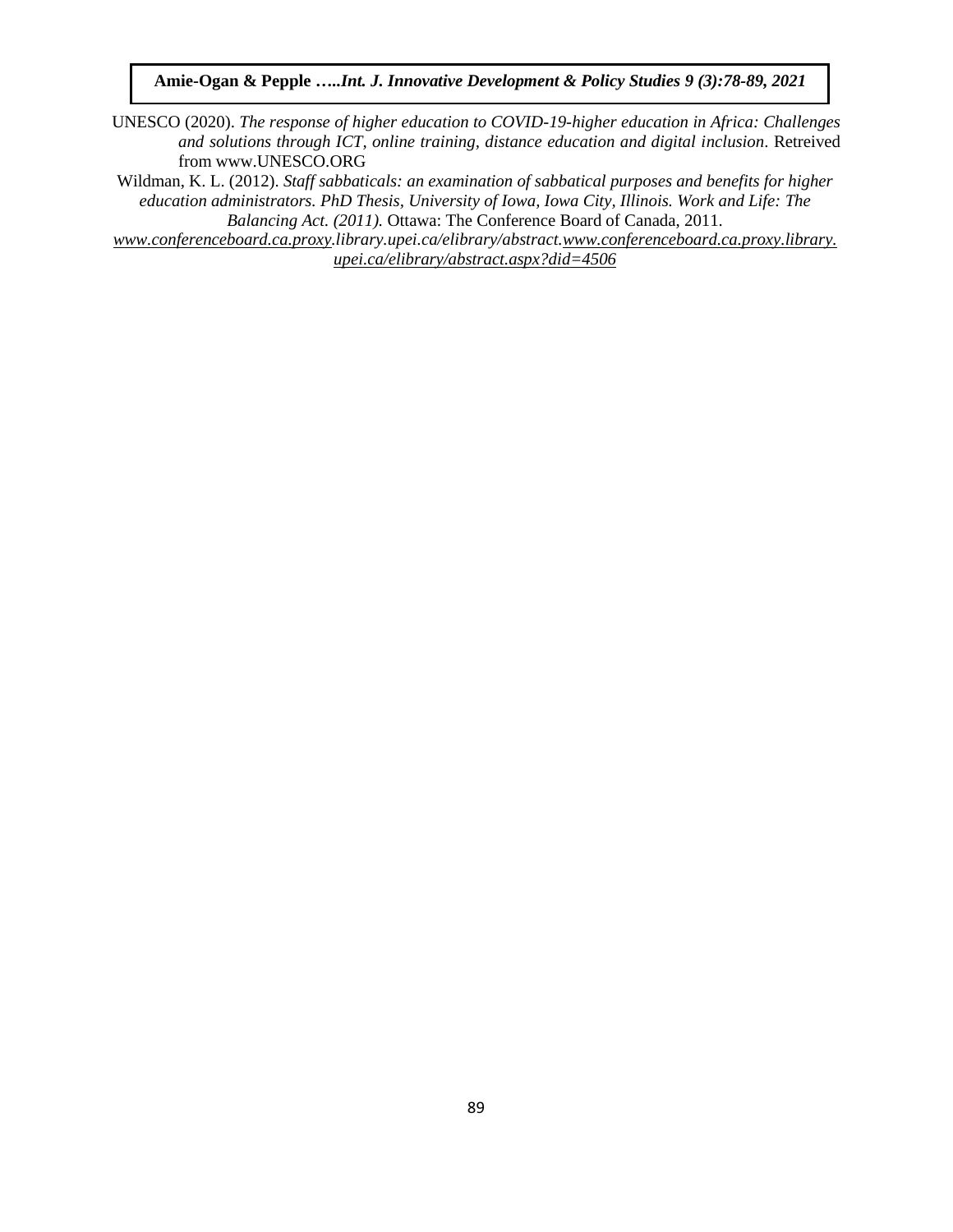UNESCO (2020). *The response of higher education to COVID-19-higher education in Africa: Challenges and solutions through ICT, online training, distance education and digital inclusion*. Retreived from www.UNESCO.ORG

Wildman, K. L. (2012). *Staff sabbaticals: an examination of sabbatical purposes and benefits for higher education administrators. PhD Thesis, University of Iowa, Iowa City, Illinois. Work and Life: The Balancing Act. (2011).* Ottawa: The Conference Board of Canada, 2011. *www.conferenceboard.ca.proxy.library.upei.ca/elibrary/abstract.www.conferenceboard.ca.proxy.library.upei.ca/elibrary/abstract.aspx?did=4506*